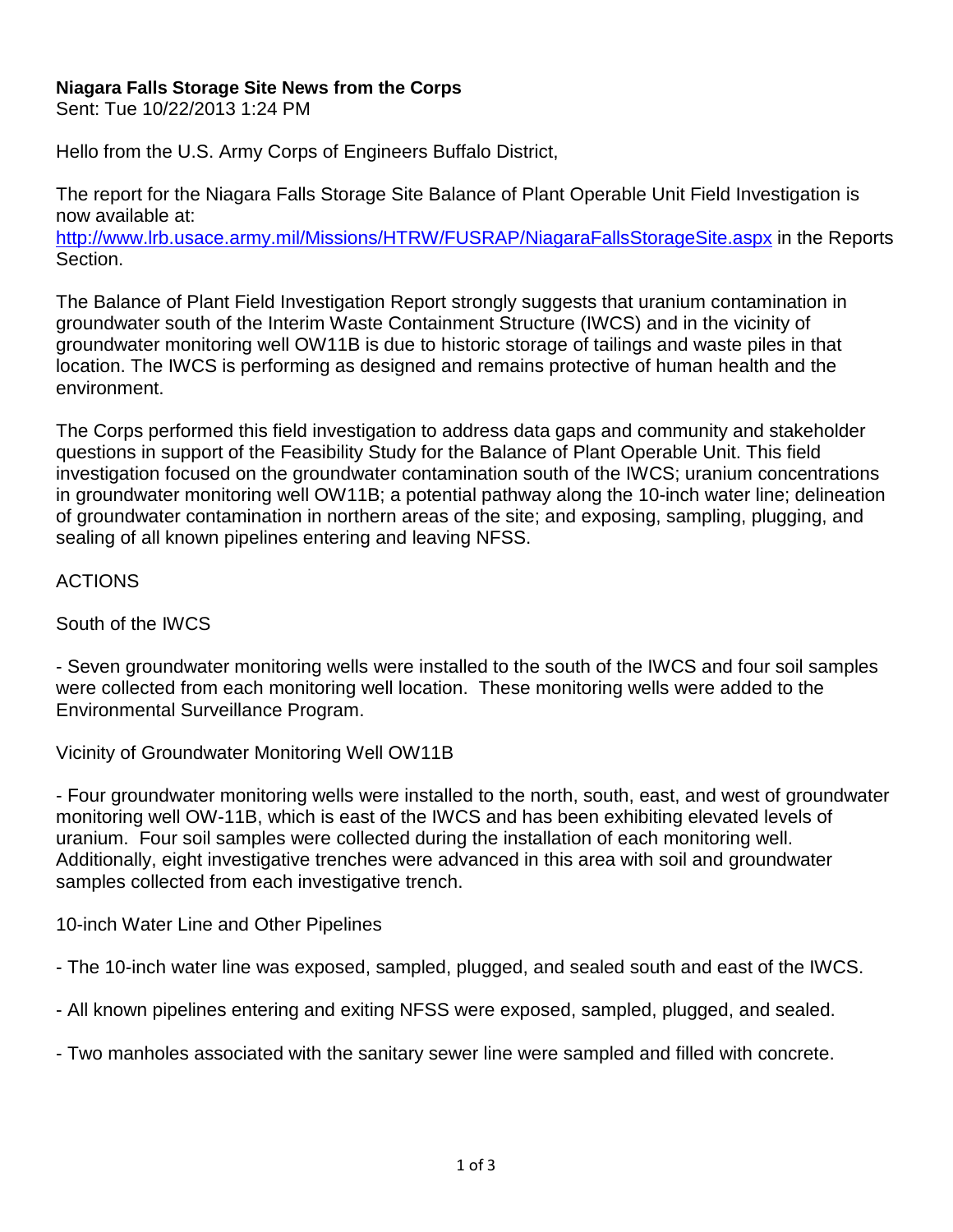**Niagara Falls Storage Site News from the Corps**

Sent: Tue 10/22/2013 1:24 PM

Hello from the U.S. Army Corps of Engineers Buffalo District,

The report for the Niagara Falls Storage Site Balance of Plant Operable Unit Field Investigation is now available at: http://www.lrb.usace.army.mil/Missions/HTRW/FUSRAP/NiagaraFallsStorageSite.aspx in the Reports Section.

The Balance of Plant Field Investigation Report strongly suggests that uranium contamination in groundwater south of the Interim Waste Containment Structure (IWCS) and in the vicinity of groundwater monitoring well OW11B is due to historic storage of tailings and waste piles in that location. The IWCS is performing as designed and remains protective of human health and the environment.

The Corps performed this field investigation to address data gaps and community and stakeholder questions in support of the Feasibility Study for the Balance of Plant Operable Unit. This field investigation focused on the groundwater contamination south of the IWCS; uranium concentrations in groundwater monitoring well OW11B; a potential pathway along the 10-inch water line; delineation of groundwater contamination in northern areas of the site; and exposing, sampling, plugging, and sealing of all known pipelines entering and leaving NFSS.

ACTIONS

South of the IWCS

- Seven groundwater monitoring wells were installed to the south of the IWCS and four soil samples were collected from each monitoring well location. These monitoring wells were added to the Environmental Surveillance Program.

Vicinity of Groundwater Monitoring Well OW11B

- Four groundwater monitoring wells were installed to the north, south, east, and west of groundwater monitoring well OW-11B, which is east of the IWCS and has been exhibiting elevated levels of uranium. Four soil samples were collected during the installation of each monitoring well. Additionally, eight investigative trenches were advanced in this area with soil and groundwater samples collected from each investigative trench.

10-inch Water Line and Other Pipelines

- The 10-inch water line was exposed, sampled, plugged, and sealed south and east of the IWCS.

- All known pipelines entering and exiting NFSS were exposed, sampled, plugged, and sealed.

- Two manholes associated with the sanitary sewer line were sampled and filled with concrete.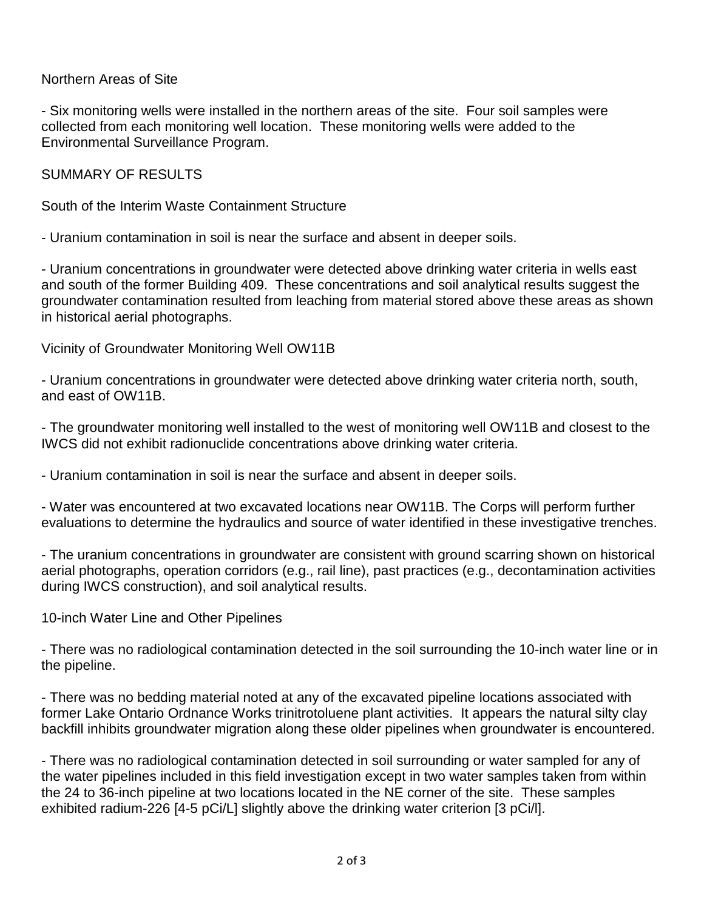Northern Areas of Site

- Six monitoring wells were installed in the northern areas of the site. Four soil samples were collected from each monitoring well location. These monitoring wells were added to the Environmental Surveillance Program.

SUMMARY OF RESULTS

South of the Interim Waste Containment Structure

- Uranium contamination in soil is near the surface and absent in deeper soils.

- Uranium concentrations in groundwater were detected above drinking water criteria in wells east and south of the former Building 409. These concentrations and soil analytical results suggest the groundwater contamination resulted from leaching from material stored above these areas as shown in historical aerial photographs.

Vicinity of Groundwater Monitoring Well OW11B

- Uranium concentrations in groundwater were detected above drinking water criteria north, south, and east of OW11B.

- The groundwater monitoring well installed to the west of monitoring well OW11B and closest to the IWCS did not exhibit radionuclide concentrations above drinking water criteria.

- Uranium contamination in soil is near the surface and absent in deeper soils.

- Water was encountered at two excavated locations near OW11B. The Corps will perform further evaluations to determine the hydraulics and source of water identified in these investigative trenches.

- The uranium concentrations in groundwater are consistent with ground scarring shown on historical aerial photographs, operation corridors (e.g., rail line), past practices (e.g., decontamination activities during IWCS construction), and soil analytical results.

10-inch Water Line and Other Pipelines

- There was no radiological contamination detected in the soil surrounding the 10-inch water line or in the pipeline.

- There was no bedding material noted at any of the excavated pipeline locations associated with former Lake Ontario Ordnance Works trinitrotoluene plant activities. It appears the natural silty clay backfill inhibits groundwater migration along these older pipelines when groundwater is encountered.

- There was no radiological contamination detected in soil surrounding or water sampled for any of the water pipelines included in this field investigation except in two water samples taken from within the 24 to 36-inch pipeline at two locations located in the NE corner of the site. These samples exhibited radium-226 [4-5 pCi/L] slightly above the drinking water criterion [3 pCi/l].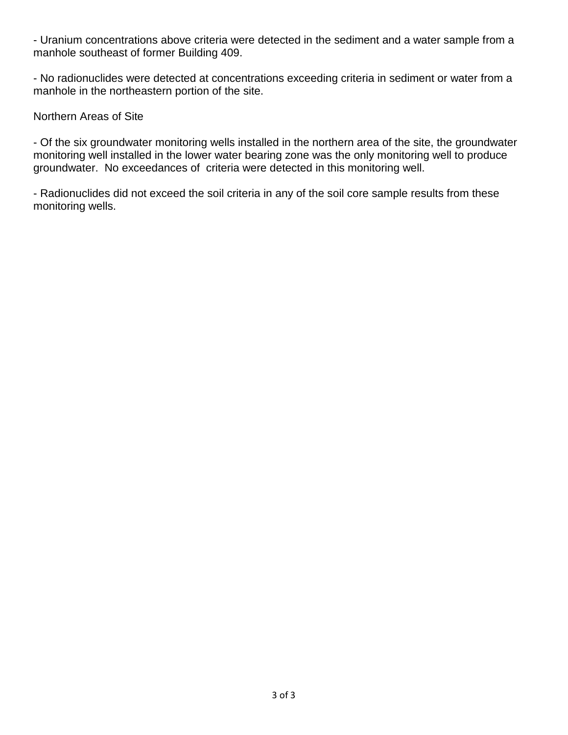- Uranium concentrations above criteria were detected in the sediment and a water sample from a manhole southeast of former Building 409.

- No radionuclides were detected at concentrations exceeding criteria in sediment or water from a manhole in the northeastern portion of the site.

Northern Areas of Site

- Of the six groundwater monitoring wells installed in the northern area of the site, the groundwater monitoring well installed in the lower water bearing zone was the only monitoring well to produce groundwater. No exceedances of criteria were detected in this monitoring well.

- Radionuclides did not exceed the soil criteria in any of the soil core sample results from these monitoring wells.